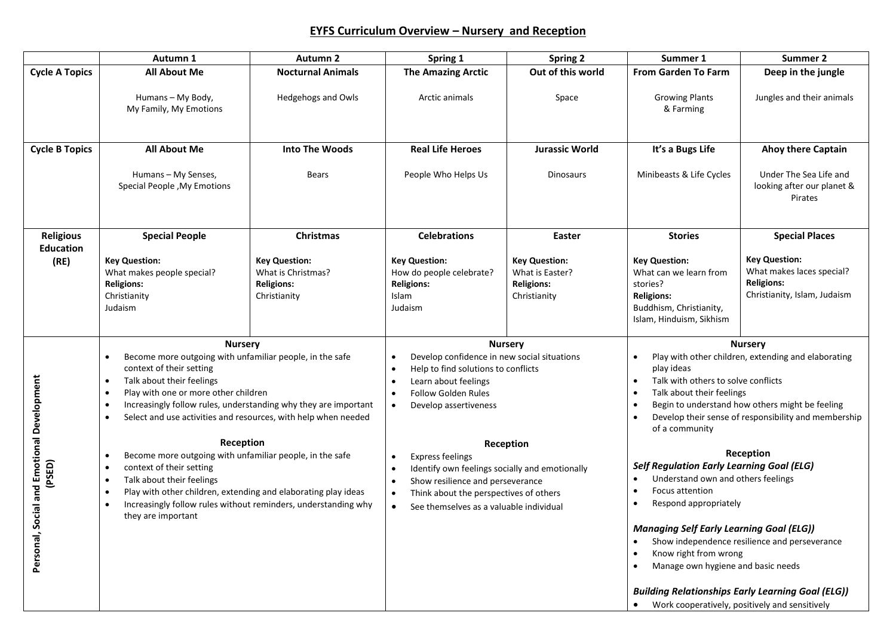# EYFS Curriculum Overview – Nursery and Reception

| | Autumn 1 | Autumn 2 | Spring 1 | Spring 2 | Summer 1 | Summer 2 |
|---|---|---|---|---|---|---|
| **Cycle A Topics** | **All About Me**<br><br>Humans – My Body, My Family, My Emotions | **Nocturnal Animals**<br><br>Hedgehogs and Owls | **The Amazing Arctic**<br><br>Arctic animals | **Out of this world**<br><br>Space | **From Garden To Farm**<br><br>Growing Plants & Farming | **Deep in the jungle**<br><br>Jungles and their animals |
| **Cycle B Topics** | **All About Me**<br><br>Humans – My Senses, Special People ,My Emotions | **Into The Woods**<br><br>Bears | **Real Life Heroes**<br><br>People Who Helps Us | **Jurassic World**<br><br>Dinosaurs | **It's a Bugs Life**<br><br>Minibeasts & Life Cycles | **Ahoy there Captain**<br><br>Under The Sea Life and looking after our planet & Pirates |
| **Religious Education (RE)** | **Special People**<br><br>**Key Question:**<br>What makes people special?<br>**Religions:**<br>Christianity<br>Judaism | **Christmas**<br><br>**Key Question:**<br>What is Christmas?<br>**Religions:**<br>Christianity | **Celebrations**<br><br>**Key Question:**<br>How do people celebrate?<br>**Religions:**<br>Islam<br>Judaism | **Easter**<br><br>**Key Question:**<br>What is Easter?<br>**Religions:**<br>Christianity | **Stories**<br><br>**Key Question:**<br>What can we learn from stories?<br>**Religions:**<br>Buddhism, Christianity, Islam, Hinduism, Sikhism | **Special Places**<br><br>**Key Question:**<br>What makes laces special?<br>**Religions:**<br>Christianity, Islam, Judaism |
| **Personal, Social and Emotional Development (PSED)** | **Nursery**<br>• Become more outgoing with unfamiliar people, in the safe context of their setting<br>• Talk about their feelings<br>• Play with one or more other children<br>• Increasingly follow rules, understanding why they are important<br>• Select and use activities and resources, with help when needed<br><br>**Reception**<br>• Become more outgoing with unfamiliar people, in the safe<br>• context of their setting<br>• Talk about their feelings<br>• Play with other children, extending and elaborating play ideas<br>• Increasingly follow rules without reminders, understanding why they are important | | **Nursery**<br>• Develop confidence in new social situations<br>• Help to find solutions to conflicts<br>• Learn about feelings<br>• Follow Golden Rules<br>• Develop assertiveness<br><br>**Reception**<br>• Express feelings<br>• Identify own feelings socially and emotionally<br>• Show resilience and perseverance<br>• Think about the perspectives of others<br>• See themselves as a valuable individual | | **Nursery**<br>• Play with other children, extending and elaborating play ideas<br>• Talk with others to solve conflicts<br>• Talk about their feelings<br>• Begin to understand how others might be feeling<br>• Develop their sense of responsibility and membership of a community<br><br>**Reception**<br>***Self Regulation Early Learning Goal (ELG)***<br>• Understand own and others feelings<br>• Focus attention<br>• Respond appropriately<br><br>***Managing Self Early Learning Goal (ELG))***<br>• Show independence resilience and perseverance<br>• Know right from wrong<br>• Manage own hygiene and basic needs<br><br>***Building Relationships Early Learning Goal (ELG))***<br>• Work cooperatively, positively and sensitively | |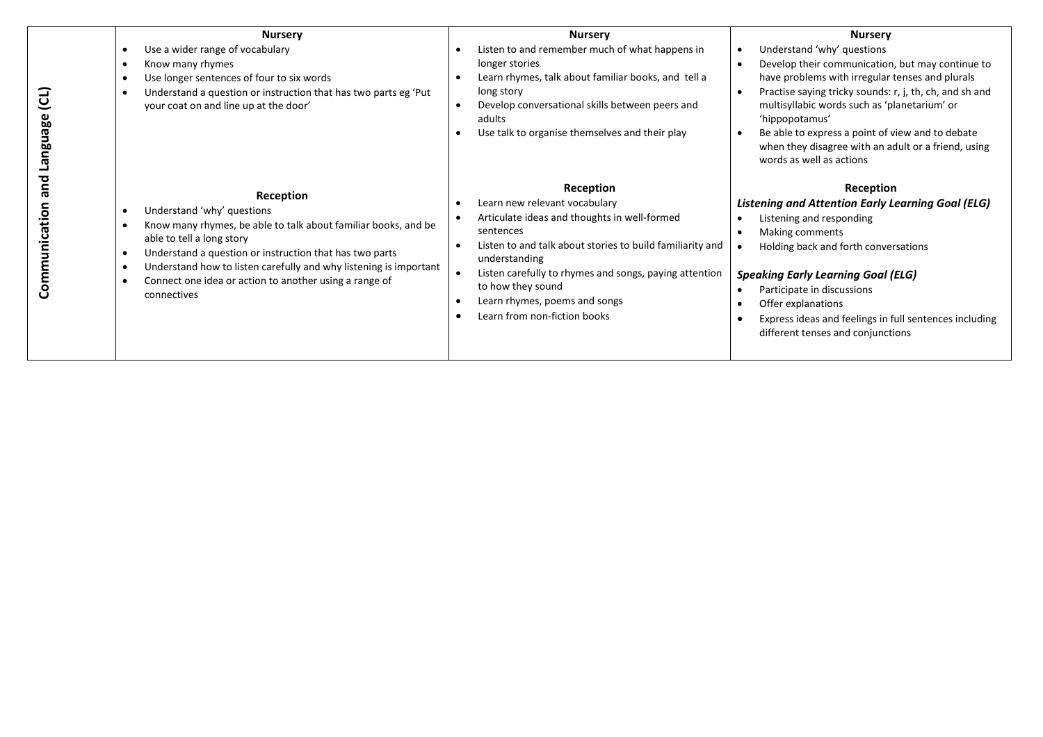| Communication and Language (CL) | **Nursery**<br>• Use a wider range of vocabulary<br>• Know many rhymes<br>• Use longer sentences of four to six words<br>• Understand a question or instruction that has two parts eg 'Put your coat on and line up at the door' | **Nursery**<br>• Listen to and remember much of what happens in longer stories<br>• Learn rhymes, talk about familiar books, and tell a long story<br>• Develop conversational skills between peers and adults<br>• Use talk to organise themselves and their play | **Nursery**<br>• Understand 'why' questions<br>• Develop their communication, but may continue to have problems with irregular tenses and plurals<br>• Practise saying tricky sounds: r, j, th, ch, and sh and multisyllabic words such as 'planetarium' or 'hippopotamus'<br>• Be able to express a point of view and to debate when they disagree with an adult or a friend, using words as well as actions |
|---|---|---|---|
| | **Reception**<br>• Understand 'why' questions<br>• Know many rhymes, be able to talk about familiar books, and be able to tell a long story<br>• Understand a question or instruction that has two parts<br>• Understand how to listen carefully and why listening is important<br>• Connect one idea or action to another using a range of connectives | **Reception**<br>• Learn new relevant vocabulary<br>• Articulate ideas and thoughts in well-formed sentences<br>• Listen to and talk about stories to build familiarity and understanding<br>• Listen carefully to rhymes and songs, paying attention to how they sound<br>• Learn rhymes, poems and songs<br>• Learn from non-fiction books | **Reception**<br>***Listening and Attention Early Learning Goal (ELG)***<br>• Listening and responding<br>• Making comments<br>• Holding back and forth conversations<br><br>***Speaking Early Learning Goal (ELG)***<br>• Participate in discussions<br>• Offer explanations<br>• Express ideas and feelings in full sentences including different tenses and conjunctions |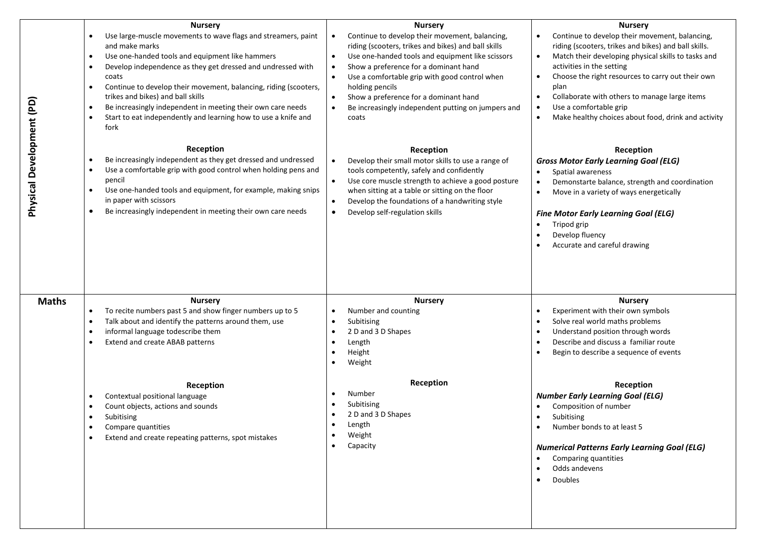| | | | |
|---|---|---|---|
| **Physical Development (PD)** | **Nursery**<br>• Use large-muscle movements to wave flags and streamers, paint and make marks<br>• Use one-handed tools and equipment like hammers<br>• Develop independence as they get dressed and undressed with coats<br>• Continue to develop their movement, balancing, riding (scooters, trikes and bikes) and ball skills<br>• Be increasingly independent in meeting their own care needs<br>• Start to eat independently and learning how to use a knife and fork<br><br>**Reception**<br>• Be increasingly independent as they get dressed and undressed<br>• Use a comfortable grip with good control when holding pens and pencil<br>• Use one-handed tools and equipment, for example, making snips in paper with scissors<br>• Be increasingly independent in meeting their own care needs | **Nursery**<br>• Continue to develop their movement, balancing, riding (scooters, trikes and bikes) and ball skills<br>• Use one-handed tools and equipment like scissors<br>• Show a preference for a dominant hand<br>• Use a comfortable grip with good control when holding pencils<br>• Show a preference for a dominant hand<br>• Be increasingly independent putting on jumpers and coats<br><br>**Reception**<br>• Develop their small motor skills to use a range of tools competently, safely and confidently<br>• Use core muscle strength to achieve a good posture when sitting at a table or sitting on the floor<br>• Develop the foundations of a handwriting style<br>• Develop self-regulation skills | **Nursery**<br>• Continue to develop their movement, balancing, riding (scooters, trikes and bikes) and ball skills.<br>• Match their developing physical skills to tasks and activities in the setting<br>• Choose the right resources to carry out their own plan<br>• Collaborate with others to manage large items<br>• Use a comfortable grip<br>• Make healthy choices about food, drink and activity<br><br>**Reception**<br>***Gross Motor Early Learning Goal (ELG)***<br>• Spatial awareness<br>• Demonstarte balance, strength and coordination<br>• Move in a variety of ways energetically<br><br>***Fine Motor Early Learning Goal (ELG)***<br>• Tripod grip<br>• Develop fluency<br>• Accurate and careful drawing |
| **Maths** | **Nursery**<br>• To recite numbers past 5 and show finger numbers up to 5<br>• Talk about and identify the patterns around them, use<br>• informal language todescribe them<br>• Extend and create ABAB patterns<br><br>**Reception**<br>• Contextual positional language<br>• Count objects, actions and sounds<br>• Subitising<br>• Compare quantities<br>• Extend and create repeating patterns, spot mistakes | **Nursery**<br>• Number and counting<br>• Subitising<br>• 2 D and 3 D Shapes<br>• Length<br>• Height<br>• Weight<br><br>**Reception**<br>• Number<br>• Subitising<br>• 2 D and 3 D Shapes<br>• Length<br>• Weight<br>• Capacity | **Nursery**<br>• Experiment with their own symbols<br>• Solve real world maths problems<br>• Understand position through words<br>• Describe and discuss a familiar route<br>• Begin to describe a sequence of events<br><br>**Reception**<br>***Number Early Learning Goal (ELG)***<br>• Composition of number<br>• Subitising<br>• Number bonds to at least 5<br><br>***Numerical Patterns Early Learning Goal (ELG)***<br>• Comparing quantities<br>• Odds andevens<br>• Doubles |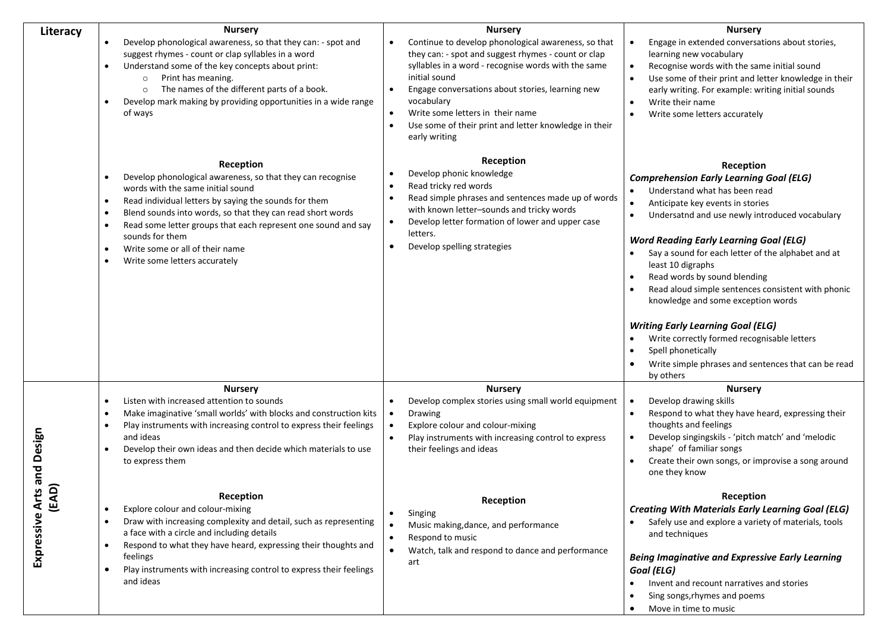| | | | |
|---|---|---|---|
| **Literacy** | **Nursery**<br>• Develop phonological awareness, so that they can: - spot and suggest rhymes - count or clap syllables in a word<br>• Understand some of the key concepts about print:<br>  ○ Print has meaning.<br>  ○ The names of the different parts of a book.<br>• Develop mark making by providing opportunities in a wide range of ways<br><br>**Reception**<br>• Develop phonological awareness, so that they can recognise words with the same initial sound<br>• Read individual letters by saying the sounds for them<br>• Blend sounds into words, so that they can read short words<br>• Read some letter groups that each represent one sound and say sounds for them<br>• Write some or all of their name<br>• Write some letters accurately | **Nursery**<br>• Continue to develop phonological awareness, so that they can: - spot and suggest rhymes - count or clap syllables in a word - recognise words with the same initial sound<br>• Engage conversations about stories, learning new vocabulary<br>• Write some letters in their name<br>• Use some of their print and letter knowledge in their early writing<br><br>**Reception**<br>• Develop phonic knowledge<br>• Read tricky red words<br>• Read simple phrases and sentences made up of words with known letter–sounds and tricky words<br>• Develop letter formation of lower and upper case letters.<br>• Develop spelling strategies | **Nursery**<br>• Engage in extended conversations about stories, learning new vocabulary<br>• Recognise words with the same initial sound<br>• Use some of their print and letter knowledge in their early writing. For example: writing initial sounds<br>• Write their name<br>• Write some letters accurately<br><br>**Reception**<br>***Comprehension Early Learning Goal (ELG)***<br>• Understand what has been read<br>• Anticipate key events in stories<br>• Undersatnd and use newly introduced vocabulary<br><br>***Word Reading Early Learning Goal (ELG)***<br>• Say a sound for each letter of the alphabet and at least 10 digraphs<br>• Read words by sound blending<br>• Read aloud simple sentences consistent with phonic knowledge and some exception words<br><br>***Writing Early Learning Goal (ELG)***<br>• Write correctly formed recognisable letters<br>• Spell phonetically<br>• Write simple phrases and sentences that can be read by others |
| **Expressive Arts and Design (EAD)** | **Nursery**<br>• Listen with increased attention to sounds<br>• Make imaginative 'small worlds' with blocks and construction kits<br>• Play instruments with increasing control to express their feelings and ideas<br>• Develop their own ideas and then decide which materials to use to express them<br><br>**Reception**<br>• Explore colour and colour-mixing<br>• Draw with increasing complexity and detail, such as representing a face with a circle and including details<br>• Respond to what they have heard, expressing their thoughts and feelings<br>• Play instruments with increasing control to express their feelings and ideas | **Nursery**<br>• Develop complex stories using small world equipment<br>• Drawing<br>• Explore colour and colour-mixing<br>• Play instruments with increasing control to express their feelings and ideas<br><br>**Reception**<br>• Singing<br>• Music making,dance, and performance<br>• Respond to music<br>• Watch, talk and respond to dance and performance art | **Nursery**<br>• Develop drawing skills<br>• Respond to what they have heard, expressing their thoughts and feelings<br>• Develop singingskils - 'pitch match' and 'melodic shape' of familiar songs<br>• Create their own songs, or improvise a song around one they know<br><br>**Reception**<br>***Creating With Materials Early Learning Goal (ELG)***<br>• Safely use and explore a variety of materials, tools and techniques<br><br>***Being Imaginative and Expressive Early Learning Goal (ELG)***<br>• Invent and recount narratives and stories<br>• Sing songs,rhymes and poems<br>• Move in time to music |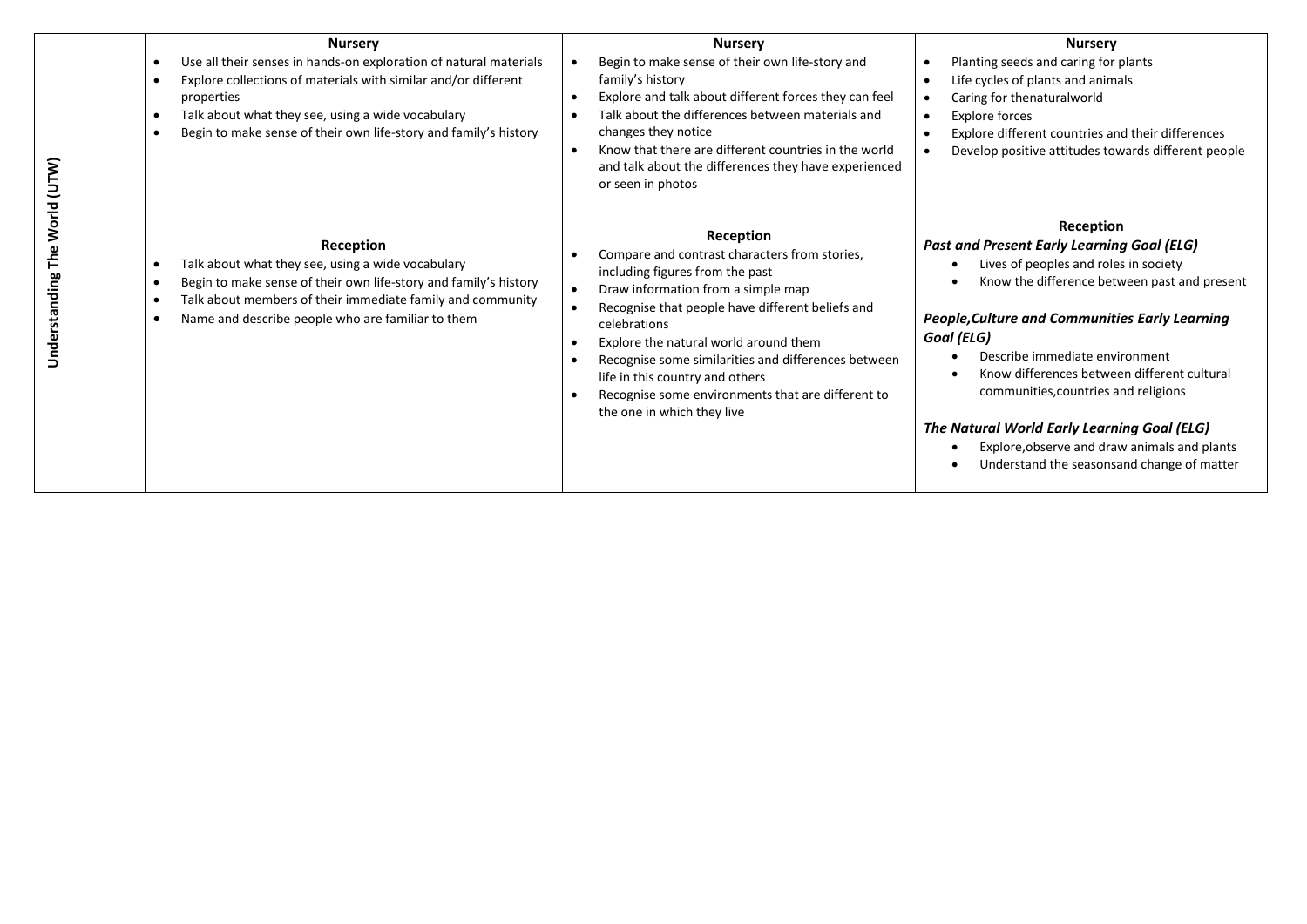| | | | |
|---|---|---|---|
| **Understanding The World (UTW)** | **Nursery**<br>• Use all their senses in hands-on exploration of natural materials<br>• Explore collections of materials with similar and/or different properties<br>• Talk about what they see, using a wide vocabulary<br>• Begin to make sense of their own life-story and family's history<br><br>**Reception**<br>• Talk about what they see, using a wide vocabulary<br>• Begin to make sense of their own life-story and family's history<br>• Talk about members of their immediate family and community<br>• Name and describe people who are familiar to them | **Nursery**<br>• Begin to make sense of their own life-story and family's history<br>• Explore and talk about different forces they can feel<br>• Talk about the differences between materials and changes they notice<br>• Know that there are different countries in the world and talk about the differences they have experienced or seen in photos<br><br>**Reception**<br>• Compare and contrast characters from stories, including figures from the past<br>• Draw information from a simple map<br>• Recognise that people have different beliefs and celebrations<br>• Explore the natural world around them<br>• Recognise some similarities and differences between life in this country and others<br>• Recognise some environments that are different to the one in which they live | **Nursery**<br>• Planting seeds and caring for plants<br>• Life cycles of plants and animals<br>• Caring for thenaturalworld<br>• Explore forces<br>• Explore different countries and their differences<br>• Develop positive attitudes towards different people<br><br>**Reception**<br>***Past and Present Early Learning Goal (ELG)***<br>• Lives of peoples and roles in society<br>• Know the difference between past and present<br><br>***People,Culture and Communities Early Learning Goal (ELG)***<br>• Describe immediate environment<br>• Know differences between different cultural communities,countries and religions<br><br>***The Natural World Early Learning Goal (ELG)***<br>• Explore,observe and draw animals and plants<br>• Understand the seasonsand change of matter |